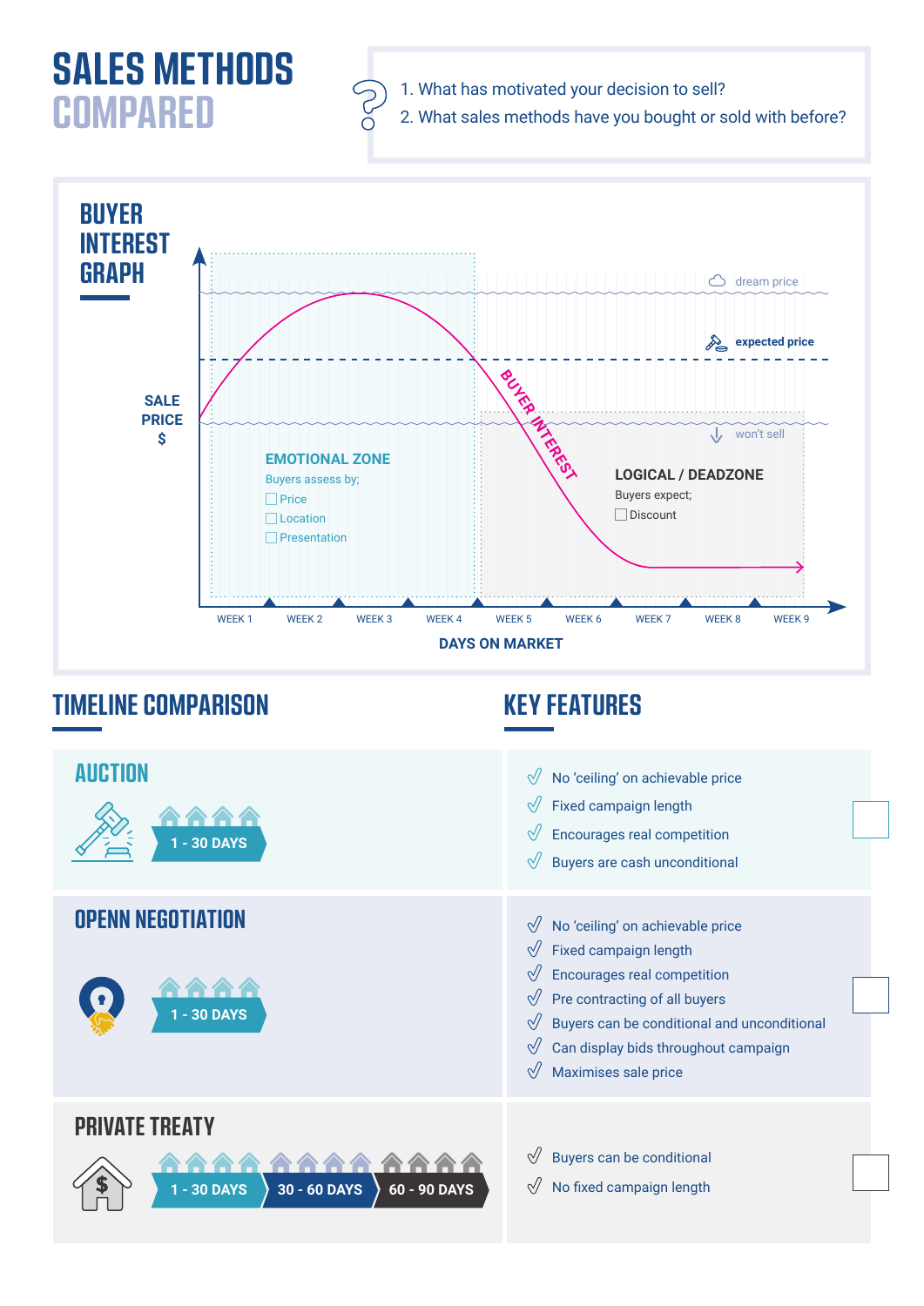# SALES METHODS COMPARED

1. What has motivated your decision to sell?
2. What sales methods have you bought or sold with before?

## BUYER INTEREST GRAPH

SALE PRICE $

dream price

expected price

won't sell

BUYER INTEREST

**EMOTIONAL ZONE**

Buyers assess by;

- ☐ Price
- ☐ Location
- ☐ Presentation

**LOGICAL / DEADZONE**

Buyers expect;

- ☐ Discount

WEEK 1 WEEK 2 WEEK 3 WEEK 4 WEEK 5 WEEK 6 WEEK 7 WEEK 8 WEEK 9

DAYS ON MARKET

## TIMELINE COMPARISON

## KEY FEATURES

### AUCTION

1 - 30 DAYS

- No 'ceiling' on achievable price
- Fixed campaign length
- Encourages real competition
- Buyers are cash unconditional

☐

### OPENN NEGOTIATION

1 - 30 DAYS

- No 'ceiling' on achievable price
- Fixed campaign length
- Encourages real competition
- Pre contracting of all buyers
- Buyers can be conditional and unconditional
- Can display bids throughout campaign
- Maximises sale price

☐

### PRIVATE TREATY

1 - 30 DAYS | 30 - 60 DAYS | 60 - 90 DAYS

- Buyers can be conditional
- No fixed campaign length

☐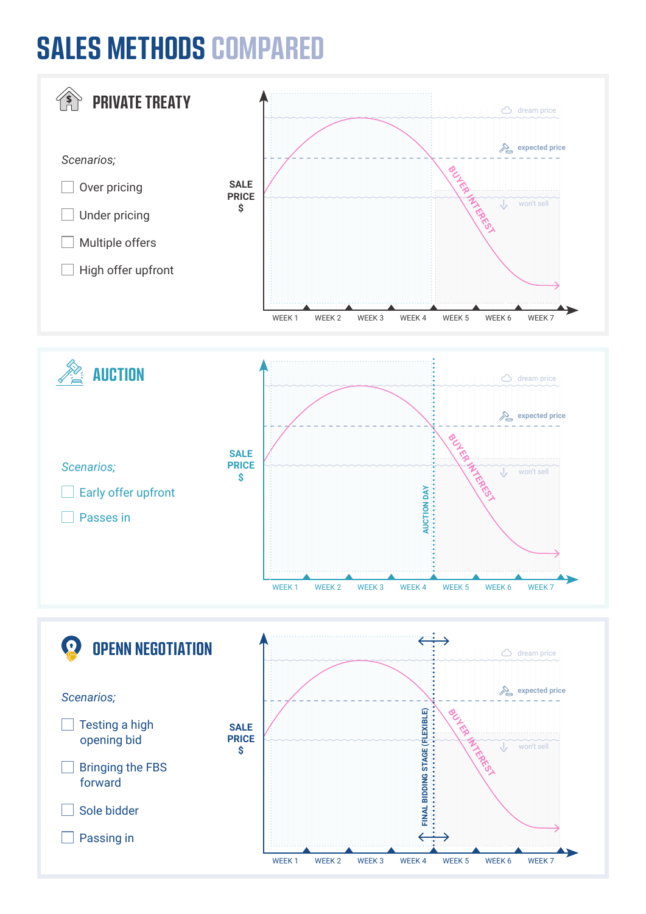# SALES METHODS COMPARED

## PRIVATE TREATY

*Scenarios;*

- [ ] Over pricing
- [ ] Under pricing
- [ ] Multiple offers
- [ ] High offer upfront

SALE PRICE $

dream price

expected price

won't sell

BUYER INTEREST

WEEK 1
WEEK 2
WEEK 3
WEEK 4
WEEK 5
WEEK 6
WEEK 7

## AUCTION

*Scenarios;*

- [ ] Early offer upfront
- [ ] Passes in

SALE PRICE $

dream price

expected price

won't sell

BUYER INTEREST

AUCTION DAY

WEEK 1
WEEK 2
WEEK 3
WEEK 4
WEEK 5
WEEK 6
WEEK 7

## OPENN NEGOTIATION

*Scenarios;*

- [ ] Testing a high opening bid
- [ ] Bringing the FBS forward
- [ ] Sole bidder
- [ ] Passing in

SALE PRICE $

dream price

expected price

won't sell

BUYER INTEREST

FINAL BIDDING STAGE (FLEXIBLE)

WEEK 1
WEEK 2
WEEK 3
WEEK 4
WEEK 5
WEEK 6
WEEK 7